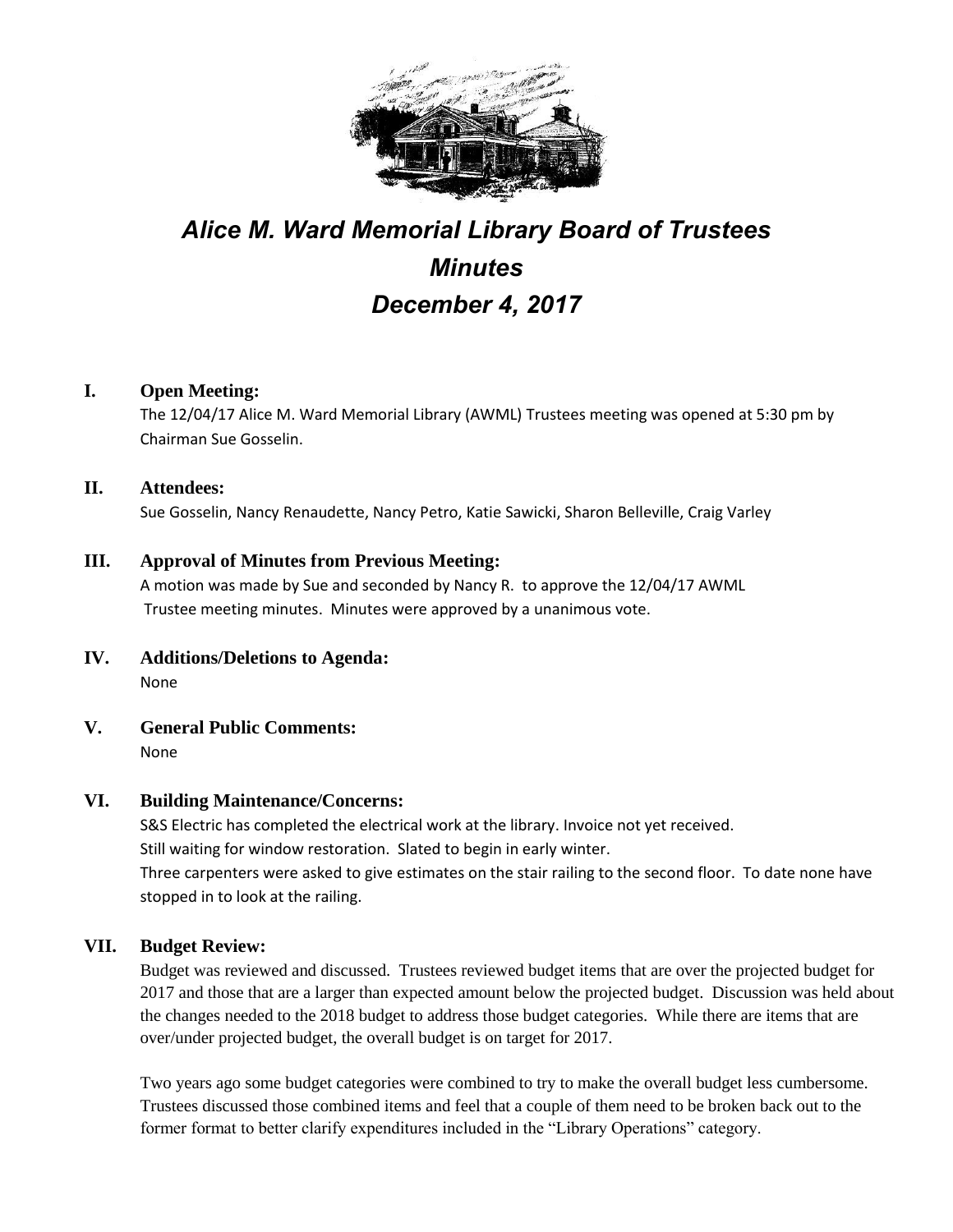# *Alice M. Ward Memorial Library Board of Trustees*
# *Minutes*
# *December 4, 2017*

## I. Open Meeting:

The 12/04/17 Alice M. Ward Memorial Library (AWML) Trustees meeting was opened at 5:30 pm by Chairman Sue Gosselin.

## II. Attendees:

Sue Gosselin, Nancy Renaudette, Nancy Petro, Katie Sawicki, Sharon Belleville, Craig Varley

## III. Approval of Minutes from Previous Meeting:

A motion was made by Sue and seconded by Nancy R. to approve the 12/04/17 AWML Trustee meeting minutes. Minutes were approved by a unanimous vote.

## IV. Additions/Deletions to Agenda:

None

## V. General Public Comments:

None

## VI. Building Maintenance/Concerns:

S&S Electric has completed the electrical work at the library. Invoice not yet received.
Still waiting for window restoration. Slated to begin in early winter.
Three carpenters were asked to give estimates on the stair railing to the second floor. To date none have stopped in to look at the railing.

## VII. Budget Review:

Budget was reviewed and discussed. Trustees reviewed budget items that are over the projected budget for 2017 and those that are a larger than expected amount below the projected budget. Discussion was held about the changes needed to the 2018 budget to address those budget categories. While there are items that are over/under projected budget, the overall budget is on target for 2017.

Two years ago some budget categories were combined to try to make the overall budget less cumbersome. Trustees discussed those combined items and feel that a couple of them need to be broken back out to the former format to better clarify expenditures included in the "Library Operations" category.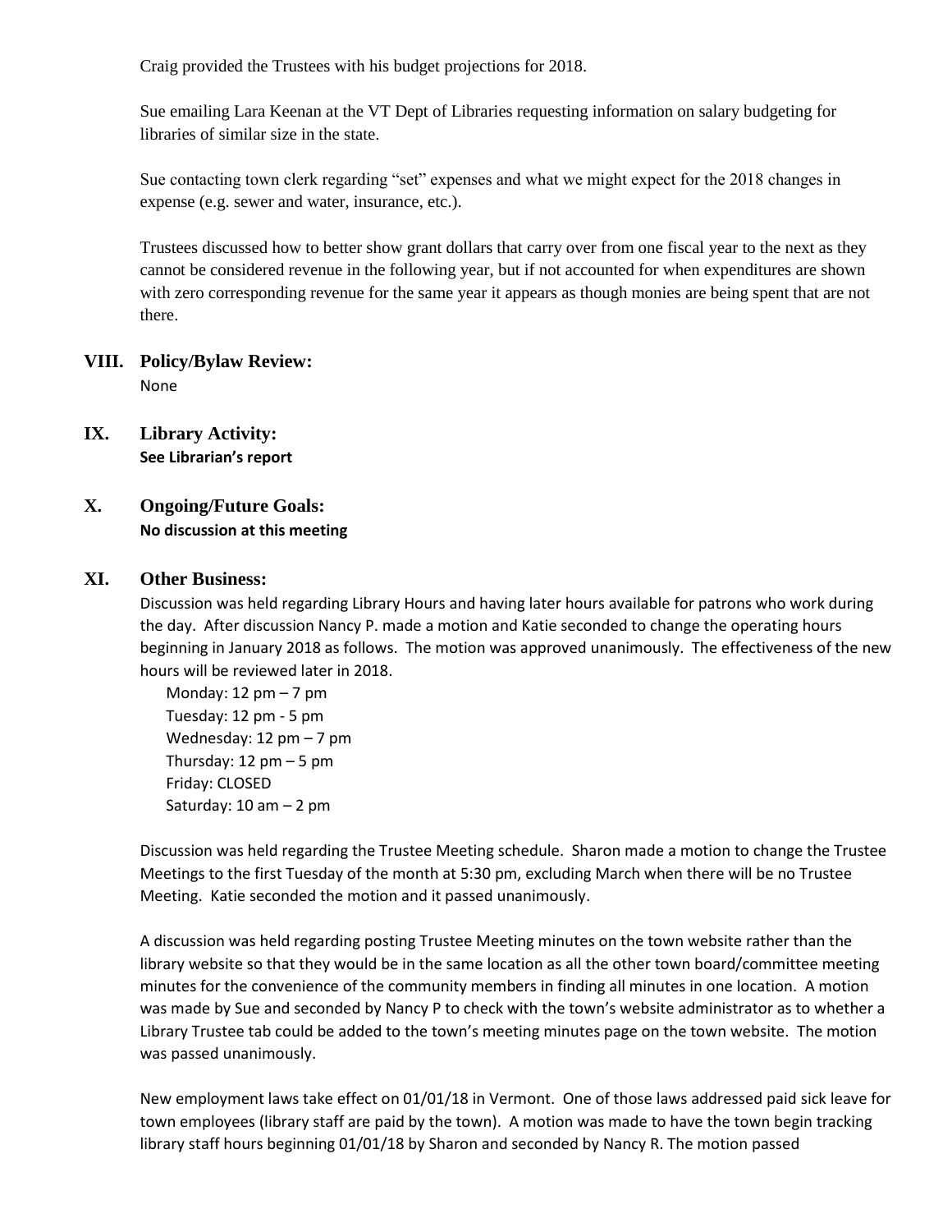Craig provided the Trustees with his budget projections for 2018.

Sue emailing Lara Keenan at the VT Dept of Libraries requesting information on salary budgeting for libraries of similar size in the state.

Sue contacting town clerk regarding "set" expenses and what we might expect for the 2018 changes in expense (e.g. sewer and water, insurance, etc.).

Trustees discussed how to better show grant dollars that carry over from one fiscal year to the next as they cannot be considered revenue in the following year, but if not accounted for when expenditures are shown with zero corresponding revenue for the same year it appears as though monies are being spent that are not there.

## VIII. Policy/Bylaw Review:

None

## IX. Library Activity:

**See Librarian's report**

## X. Ongoing/Future Goals:

**No discussion at this meeting**

## XI. Other Business:

Discussion was held regarding Library Hours and having later hours available for patrons who work during the day. After discussion Nancy P. made a motion and Katie seconded to change the operating hours beginning in January 2018 as follows. The motion was approved unanimously. The effectiveness of the new hours will be reviewed later in 2018.

- Monday: 12 pm – 7 pm
- Tuesday: 12 pm - 5 pm
- Wednesday: 12 pm – 7 pm
- Thursday: 12 pm – 5 pm
- Friday: CLOSED
- Saturday: 10 am – 2 pm

Discussion was held regarding the Trustee Meeting schedule. Sharon made a motion to change the Trustee Meetings to the first Tuesday of the month at 5:30 pm, excluding March when there will be no Trustee Meeting. Katie seconded the motion and it passed unanimously.

A discussion was held regarding posting Trustee Meeting minutes on the town website rather than the library website so that they would be in the same location as all the other town board/committee meeting minutes for the convenience of the community members in finding all minutes in one location. A motion was made by Sue and seconded by Nancy P to check with the town's website administrator as to whether a Library Trustee tab could be added to the town's meeting minutes page on the town website. The motion was passed unanimously.

New employment laws take effect on 01/01/18 in Vermont. One of those laws addressed paid sick leave for town employees (library staff are paid by the town). A motion was made to have the town begin tracking library staff hours beginning 01/01/18 by Sharon and seconded by Nancy R. The motion passed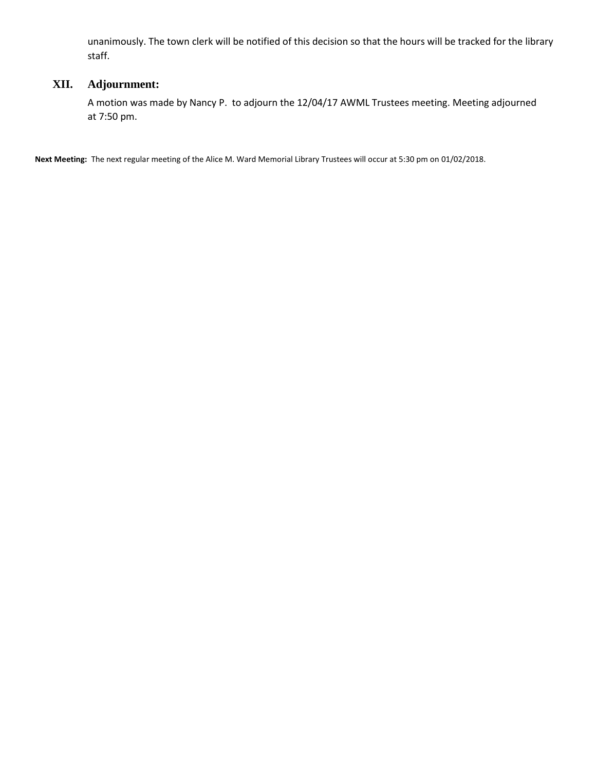unanimously. The town clerk will be notified of this decision so that the hours will be tracked for the library staff.

## XII. Adjournment:

A motion was made by Nancy P. to adjourn the 12/04/17 AWML Trustees meeting. Meeting adjourned at 7:50 pm.

**Next Meeting:** The next regular meeting of the Alice M. Ward Memorial Library Trustees will occur at 5:30 pm on 01/02/2018.